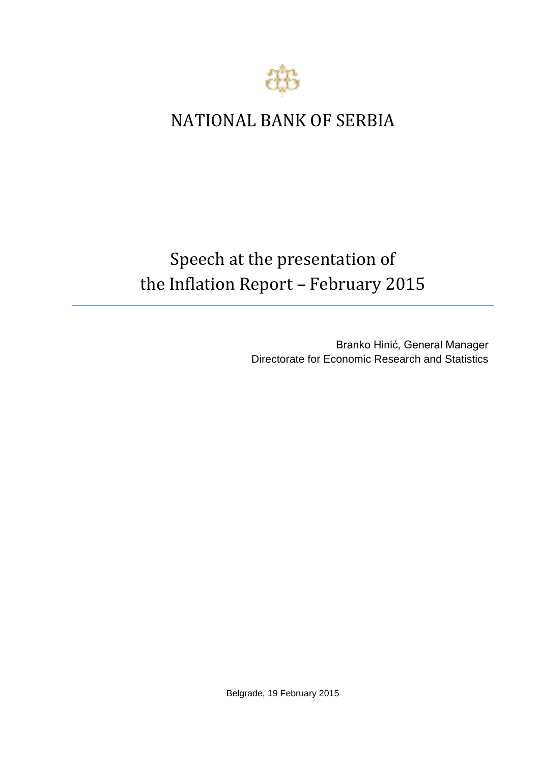# NATIONAL BANK OF SERBIA

## Speech at the presentation of the Inflation Report – February 2015

Branko Hinić, General Manager
Directorate for Economic Research and Statistics

Belgrade, 19 February 2015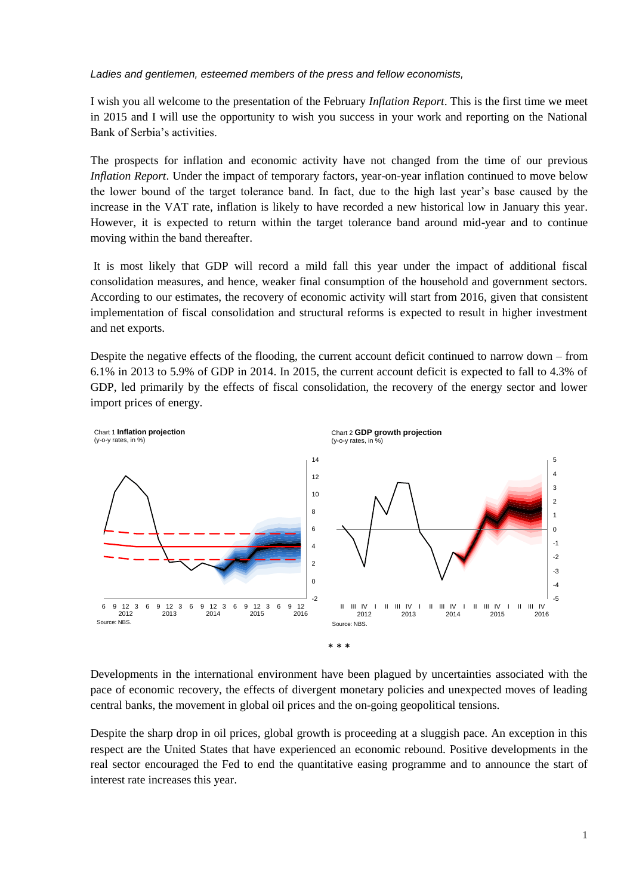*Ladies and gentlemen, esteemed members of the press and fellow economists,*

I wish you all welcome to the presentation of the February *Inflation Report*. This is the first time we meet in 2015 and I will use the opportunity to wish you success in your work and reporting on the National Bank of Serbia's activities.

The prospects for inflation and economic activity have not changed from the time of our previous *Inflation Report*. Under the impact of temporary factors, year-on-year inflation continued to move below the lower bound of the target tolerance band. In fact, due to the high last year's base caused by the increase in the VAT rate, inflation is likely to have recorded a new historical low in January this year. However, it is expected to return within the target tolerance band around mid-year and to continue moving within the band thereafter.

It is most likely that GDP will record a mild fall this year under the impact of additional fiscal consolidation measures, and hence, weaker final consumption of the household and government sectors. According to our estimates, the recovery of economic activity will start from 2016, given that consistent implementation of fiscal consolidation and structural reforms is expected to result in higher investment and net exports.

Despite the negative effects of the flooding, the current account deficit continued to narrow down – from 6.1% in 2013 to 5.9% of GDP in 2014. In 2015, the current account deficit is expected to fall to 4.3% of GDP, led primarily by the effects of fiscal consolidation, the recovery of the energy sector and lower import prices of energy.

Chart 1 **Inflation projection**
(y-o-y rates, in %)

Source: NBS.

Chart 2 **GDP growth projection**
(y-o-y rates, in %)

Source: NBS.

\* \* \*

Developments in the international environment have been plagued by uncertainties associated with the pace of economic recovery, the effects of divergent monetary policies and unexpected moves of leading central banks, the movement in global oil prices and the on-going geopolitical tensions.

Despite the sharp drop in oil prices, global growth is proceeding at a sluggish pace. An exception in this respect are the United States that have experienced an economic rebound. Positive developments in the real sector encouraged the Fed to end the quantitative easing programme and to announce the start of interest rate increases this year.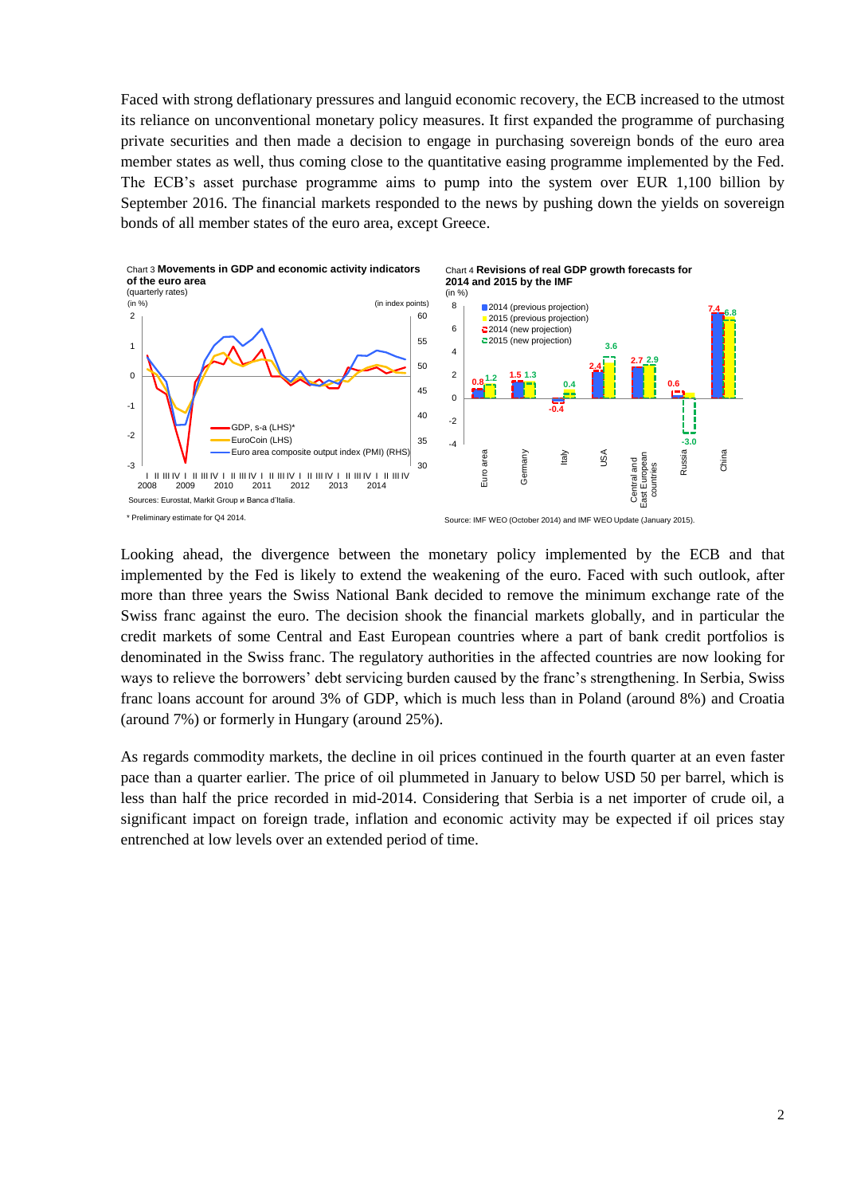Faced with strong deflationary pressures and languid economic recovery, the ECB increased to the utmost its reliance on unconventional monetary policy measures. It first expanded the programme of purchasing private securities and then made a decision to engage in purchasing sovereign bonds of the euro area member states as well, thus coming close to the quantitative easing programme implemented by the Fed. The ECB's asset purchase programme aims to pump into the system over EUR 1,100 billion by September 2016. The financial markets responded to the news by pushing down the yields on sovereign bonds of all member states of the euro area, except Greece.

Chart 3 **Movements in GDP and economic activity indicators of the euro area**
(quarterly rates)

Sources: Eurostat, Markit Group и Banca d'Italia.

\* Preliminary estimate for Q4 2014.

Chart 4 **Revisions of real GDP growth forecasts for 2014 and 2015 by the IMF**
(in %)

Source: IMF WEO (October 2014) and IMF WEO Update (January 2015).

Looking ahead, the divergence between the monetary policy implemented by the ECB and that implemented by the Fed is likely to extend the weakening of the euro. Faced with such outlook, after more than three years the Swiss National Bank decided to remove the minimum exchange rate of the Swiss franc against the euro. The decision shook the financial markets globally, and in particular the credit markets of some Central and East European countries where a part of bank credit portfolios is denominated in the Swiss franc. The regulatory authorities in the affected countries are now looking for ways to relieve the borrowers' debt servicing burden caused by the franc's strengthening. In Serbia, Swiss franc loans account for around 3% of GDP, which is much less than in Poland (around 8%) and Croatia (around 7%) or formerly in Hungary (around 25%).

As regards commodity markets, the decline in oil prices continued in the fourth quarter at an even faster pace than a quarter earlier. The price of oil plummeted in January to below USD 50 per barrel, which is less than half the price recorded in mid-2014. Considering that Serbia is a net importer of crude oil, a significant impact on foreign trade, inflation and economic activity may be expected if oil prices stay entrenched at low levels over an extended period of time.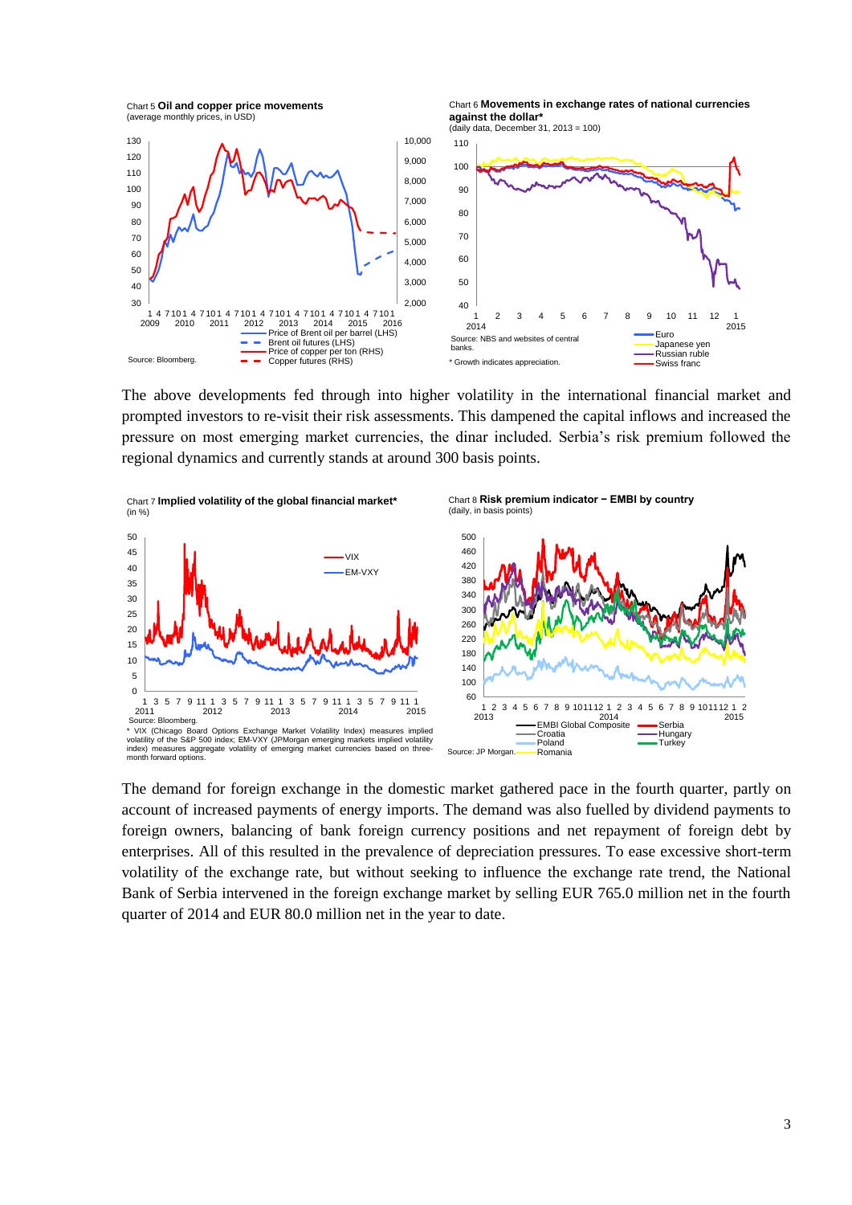Chart 5 **Oil and copper price movements**
(average monthly prices, in USD)

Source: Bloomberg.

Chart 6 **Movements in exchange rates of national currencies against the dollar***
(daily data, December 31, 2013 = 100)

Source: NBS and websites of central banks.

\* Growth indicates appreciation.

The above developments fed through into higher volatility in the international financial market and prompted investors to re-visit their risk assessments. This dampened the capital inflows and increased the pressure on most emerging market currencies, the dinar included. Serbia's risk premium followed the regional dynamics and currently stands at around 300 basis points.

Chart 7 **Implied volatility of the global financial market***
(in %)

Source: Bloomberg.

\* VIX (Chicago Board Options Exchange Market Volatility Index) measures implied volatility of the S&P 500 index; EM-VXY (JPMorgan emerging markets implied volatility index) measures aggregate volatility of emerging market currencies based on three-month forward options.

Chart 8 **Risk premium indicator − EMBI by country**
(daily, in basis points)

Source: JP Morgan.

The demand for foreign exchange in the domestic market gathered pace in the fourth quarter, partly on account of increased payments of energy imports. The demand was also fuelled by dividend payments to foreign owners, balancing of bank foreign currency positions and net repayment of foreign debt by enterprises. All of this resulted in the prevalence of depreciation pressures. To ease excessive short-term volatility of the exchange rate, but without seeking to influence the exchange rate trend, the National Bank of Serbia intervened in the foreign exchange market by selling EUR 765.0 million net in the fourth quarter of 2014 and EUR 80.0 million net in the year to date.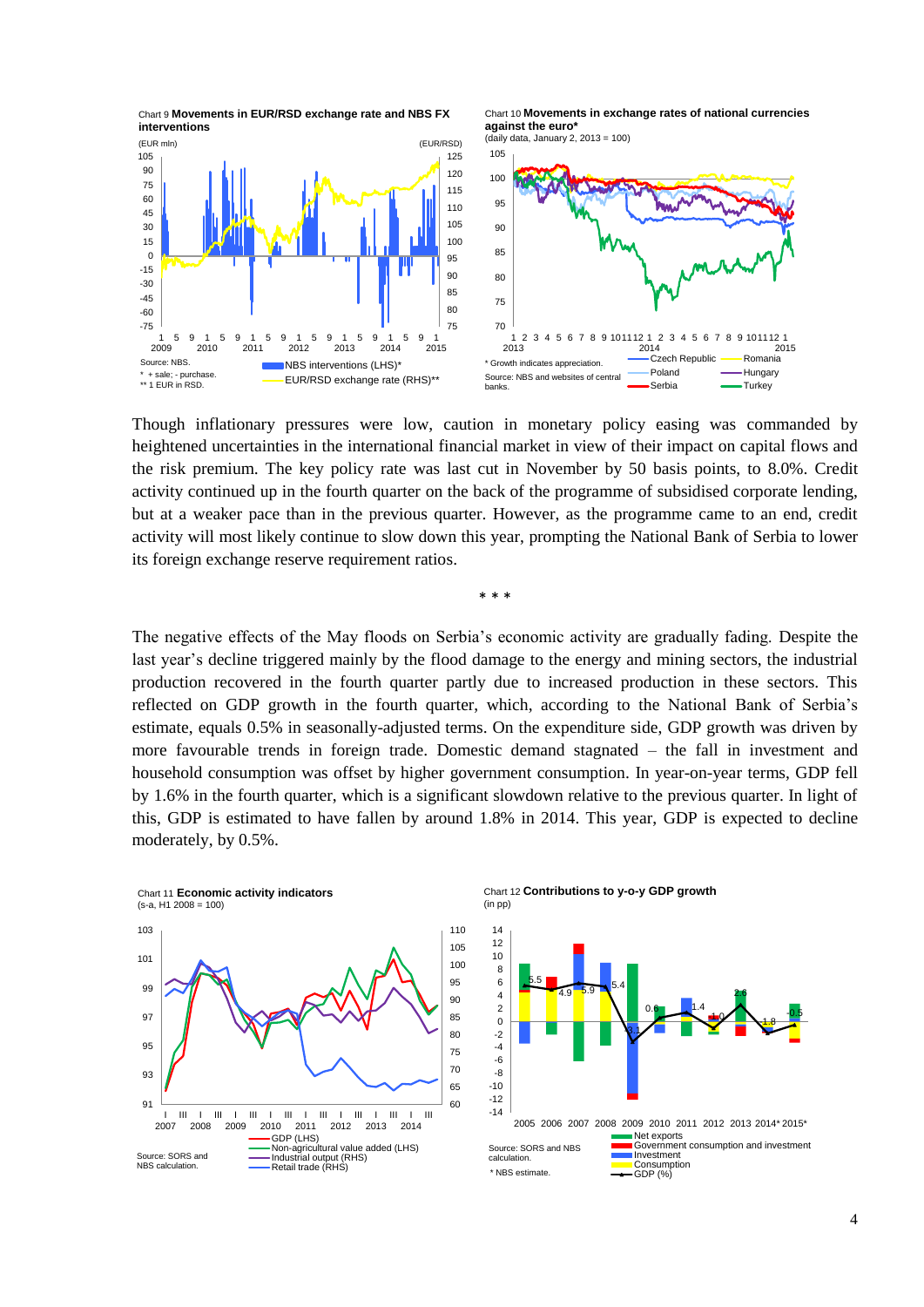Chart 9 **Movements in EUR/RSD exchange rate and NBS FX interventions**

Source: NBS.
\* + sale; - purchase.
\*\* 1 EUR in RSD.

Chart 10 **Movements in exchange rates of national currencies against the euro\***
(daily data, January 2, 2013 = 100)

\* Growth indicates appreciation.
Source: NBS and websites of central banks.

Though inflationary pressures were low, caution in monetary policy easing was commanded by heightened uncertainties in the international financial market in view of their impact on capital flows and the risk premium. The key policy rate was last cut in November by 50 basis points, to 8.0%. Credit activity continued up in the fourth quarter on the back of the programme of subsidised corporate lending, but at a weaker pace than in the previous quarter. However, as the programme came to an end, credit activity will most likely continue to slow down this year, prompting the National Bank of Serbia to lower its foreign exchange reserve requirement ratios.

\* \* \*

The negative effects of the May floods on Serbia's economic activity are gradually fading. Despite the last year's decline triggered mainly by the flood damage to the energy and mining sectors, the industrial production recovered in the fourth quarter partly due to increased production in these sectors. This reflected on GDP growth in the fourth quarter, which, according to the National Bank of Serbia's estimate, equals 0.5% in seasonally-adjusted terms. On the expenditure side, GDP growth was driven by more favourable trends in foreign trade. Domestic demand stagnated – the fall in investment and household consumption was offset by higher government consumption. In year-on-year terms, GDP fell by 1.6% in the fourth quarter, which is a significant slowdown relative to the previous quarter. In light of this, GDP is estimated to have fallen by around 1.8% in 2014. This year, GDP is expected to decline moderately, by 0.5%.

Chart 11 **Economic activity indicators**
(s-a, H1 2008 = 100)

Source: SORS and NBS calculation.

Chart 12 **Contributions to y-o-y GDP growth**
(in pp)

Source: SORS and NBS calculation.
\* NBS estimate.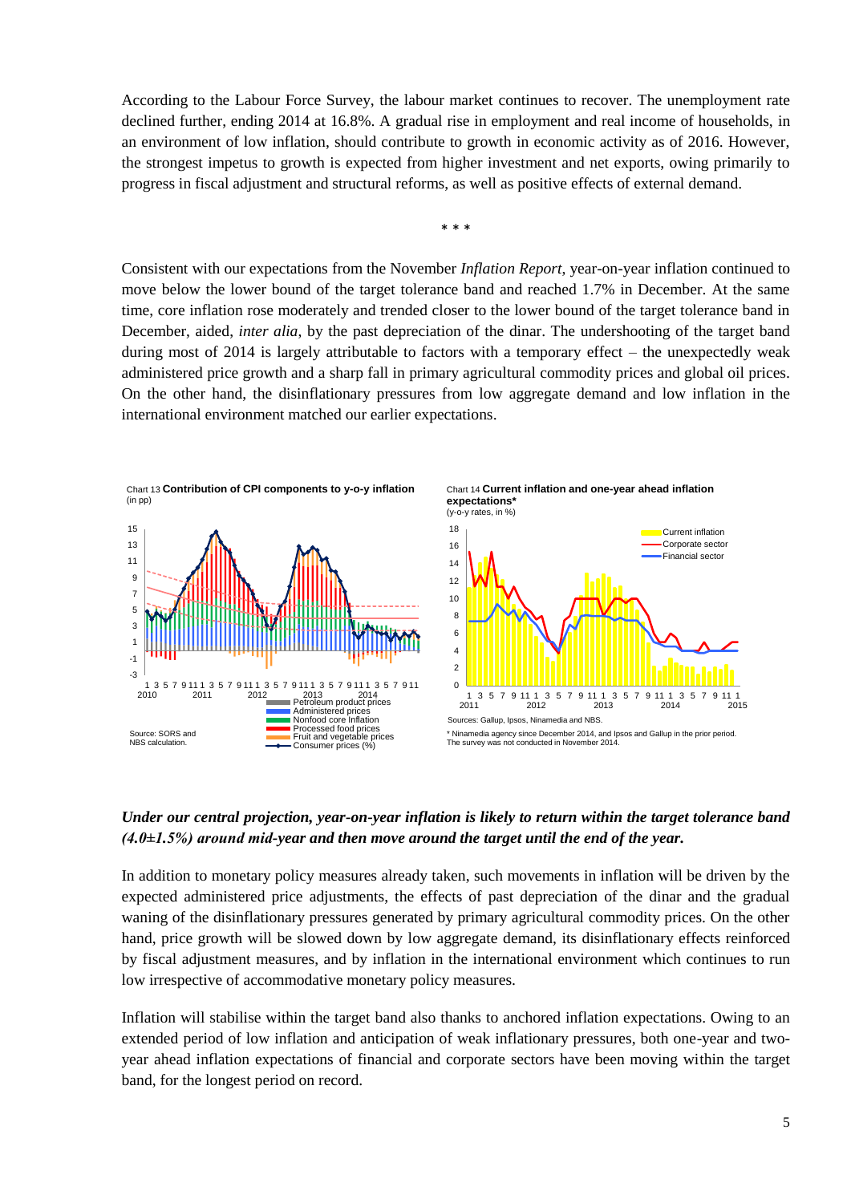According to the Labour Force Survey, the labour market continues to recover. The unemployment rate declined further, ending 2014 at 16.8%. A gradual rise in employment and real income of households, in an environment of low inflation, should contribute to growth in economic activity as of 2016. However, the strongest impetus to growth is expected from higher investment and net exports, owing primarily to progress in fiscal adjustment and structural reforms, as well as positive effects of external demand.

\* \* \*

Consistent with our expectations from the November *Inflation Report*, year-on-year inflation continued to move below the lower bound of the target tolerance band and reached 1.7% in December. At the same time, core inflation rose moderately and trended closer to the lower bound of the target tolerance band in December, aided, *inter alia*, by the past depreciation of the dinar. The undershooting of the target band during most of 2014 is largely attributable to factors with a temporary effect – the unexpectedly weak administered price growth and a sharp fall in primary agricultural commodity prices and global oil prices. On the other hand, the disinflationary pressures from low aggregate demand and low inflation in the international environment matched our earlier expectations.

Chart 13 **Contribution of CPI components to y-o-y inflation**
(in pp)

Source: SORS and NBS calculation.

Chart 14 **Current inflation and one-year ahead inflation expectations***
(y-o-y rates, in %)

Sources: Gallup, Ipsos, Ninamedia and NBS.

\* Ninamedia agency since December 2014, and Ipsos and Gallup in the prior period. The survey was not conducted in November 2014.

***Under our central projection, year-on-year inflation is likely to return within the target tolerance band (4.0±1.5%) around mid-year and then move around the target until the end of the year.***

In addition to monetary policy measures already taken, such movements in inflation will be driven by the expected administered price adjustments, the effects of past depreciation of the dinar and the gradual waning of the disinflationary pressures generated by primary agricultural commodity prices. On the other hand, price growth will be slowed down by low aggregate demand, its disinflationary effects reinforced by fiscal adjustment measures, and by inflation in the international environment which continues to run low irrespective of accommodative monetary policy measures.

Inflation will stabilise within the target band also thanks to anchored inflation expectations. Owing to an extended period of low inflation and anticipation of weak inflationary pressures, both one-year and two-year ahead inflation expectations of financial and corporate sectors have been moving within the target band, for the longest period on record.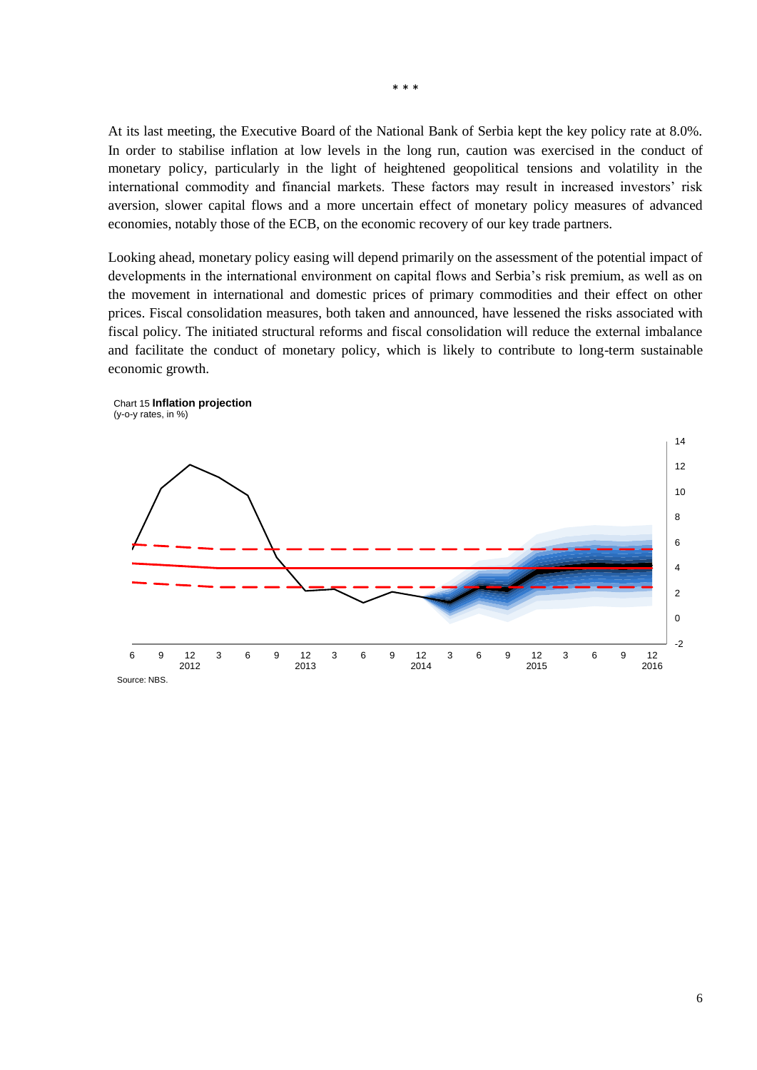\* \* \*

At its last meeting, the Executive Board of the National Bank of Serbia kept the key policy rate at 8.0%. In order to stabilise inflation at low levels in the long run, caution was exercised in the conduct of monetary policy, particularly in the light of heightened geopolitical tensions and volatility in the international commodity and financial markets. These factors may result in increased investors' risk aversion, slower capital flows and a more uncertain effect of monetary policy measures of advanced economies, notably those of the ECB, on the economic recovery of our key trade partners.

Looking ahead, monetary policy easing will depend primarily on the assessment of the potential impact of developments in the international environment on capital flows and Serbia's risk premium, as well as on the movement in international and domestic prices of primary commodities and their effect on other prices. Fiscal consolidation measures, both taken and announced, have lessened the risks associated with fiscal policy. The initiated structural reforms and fiscal consolidation will reduce the external imbalance and facilitate the conduct of monetary policy, which is likely to contribute to long-term sustainable economic growth.

Chart 15 **Inflation projection**
(y-o-y rates, in %)

14
12
10
8
6
4
2
0
-2

6 9 12 3 6 9 12 3 6 9 12 3 6 9 12 3 6 9 12
2012 2013 2014 2015 2016

Source: NBS.